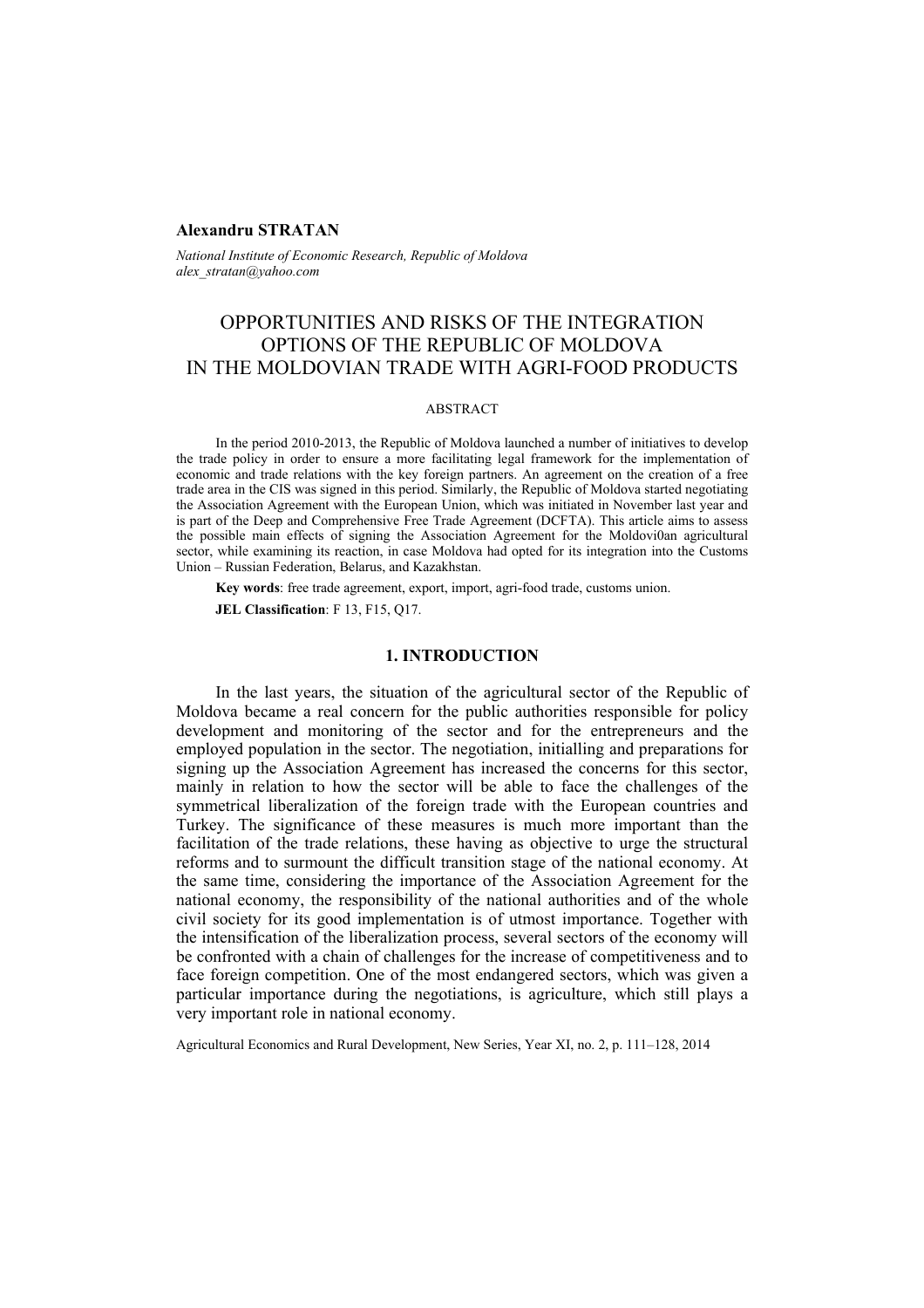**Alexandru STRATAN**

*National Institute of Economic Research, Republic of Moldova*
*alex_stratan@yahoo.com*

# OPPORTUNITIES AND RISKS OF THE INTEGRATION OPTIONS OF THE REPUBLIC OF MOLDOVA IN THE MOLDOVIAN TRADE WITH AGRI-FOOD PRODUCTS

## ABSTRACT

In the period 2010-2013, the Republic of Moldova launched a number of initiatives to develop the trade policy in order to ensure a more facilitating legal framework for the implementation of economic and trade relations with the key foreign partners. An agreement on the creation of a free trade area in the CIS was signed in this period. Similarly, the Republic of Moldova started negotiating the Association Agreement with the European Union, which was initiated in November last year and is part of the Deep and Comprehensive Free Trade Agreement (DCFTA). This article aims to assess the possible main effects of signing the Association Agreement for the Moldovi0an agricultural sector, while examining its reaction, in case Moldova had opted for its integration into the Customs Union – Russian Federation, Belarus, and Kazakhstan.

**Key words**: free trade agreement, export, import, agri-food trade, customs union.

**JEL Classification**: F 13, F15, Q17.

## 1. INTRODUCTION

In the last years, the situation of the agricultural sector of the Republic of Moldova became a real concern for the public authorities responsible for policy development and monitoring of the sector and for the entrepreneurs and the employed population in the sector. The negotiation, initialling and preparations for signing up the Association Agreement has increased the concerns for this sector, mainly in relation to how the sector will be able to face the challenges of the symmetrical liberalization of the foreign trade with the European countries and Turkey. The significance of these measures is much more important than the facilitation of the trade relations, these having as objective to urge the structural reforms and to surmount the difficult transition stage of the national economy. At the same time, considering the importance of the Association Agreement for the national economy, the responsibility of the national authorities and of the whole civil society for its good implementation is of utmost importance. Together with the intensification of the liberalization process, several sectors of the economy will be confronted with a chain of challenges for the increase of competitiveness and to face foreign competition. One of the most endangered sectors, which was given a particular importance during the negotiations, is agriculture, which still plays a very important role in national economy.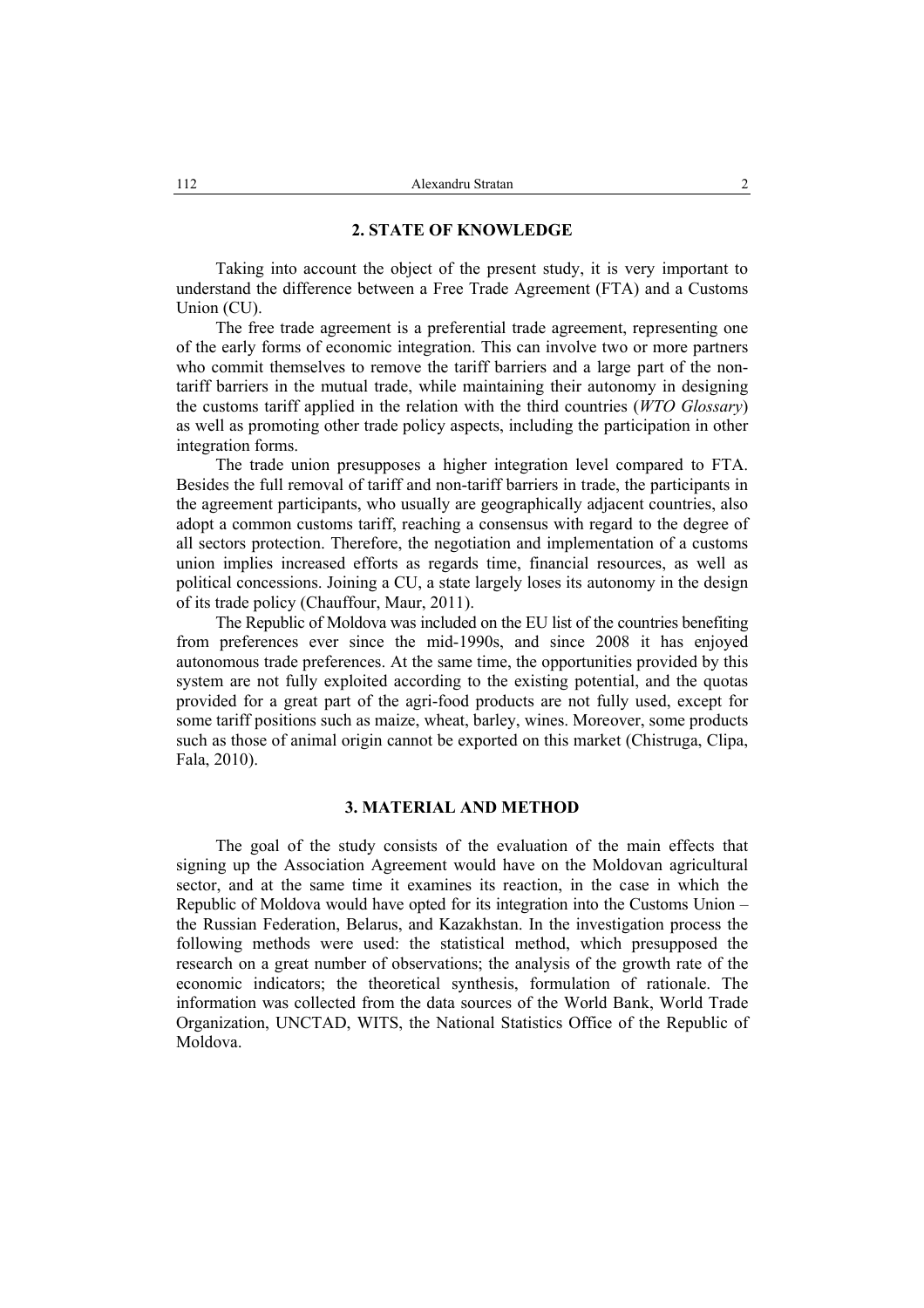## 2. STATE OF KNOWLEDGE

Taking into account the object of the present study, it is very important to understand the difference between a Free Trade Agreement (FTA) and a Customs Union (CU).

The free trade agreement is a preferential trade agreement, representing one of the early forms of economic integration. This can involve two or more partners who commit themselves to remove the tariff barriers and a large part of the non-tariff barriers in the mutual trade, while maintaining their autonomy in designing the customs tariff applied in the relation with the third countries (*WTO Glossary*) as well as promoting other trade policy aspects, including the participation in other integration forms.

The trade union presupposes a higher integration level compared to FTA. Besides the full removal of tariff and non-tariff barriers in trade, the participants in the agreement participants, who usually are geographically adjacent countries, also adopt a common customs tariff, reaching a consensus with regard to the degree of all sectors protection. Therefore, the negotiation and implementation of a customs union implies increased efforts as regards time, financial resources, as well as political concessions. Joining a CU, a state largely loses its autonomy in the design of its trade policy (Chauffour, Maur, 2011).

The Republic of Moldova was included on the EU list of the countries benefiting from preferences ever since the mid-1990s, and since 2008 it has enjoyed autonomous trade preferences. At the same time, the opportunities provided by this system are not fully exploited according to the existing potential, and the quotas provided for a great part of the agri-food products are not fully used, except for some tariff positions such as maize, wheat, barley, wines. Moreover, some products such as those of animal origin cannot be exported on this market (Chistruga, Clipa, Fala, 2010).

## 3. MATERIAL AND METHOD

The goal of the study consists of the evaluation of the main effects that signing up the Association Agreement would have on the Moldovan agricultural sector, and at the same time it examines its reaction, in the case in which the Republic of Moldova would have opted for its integration into the Customs Union – the Russian Federation, Belarus, and Kazakhstan. In the investigation process the following methods were used: the statistical method, which presupposed the research on a great number of observations; the analysis of the growth rate of the economic indicators; the theoretical synthesis, formulation of rationale. The information was collected from the data sources of the World Bank, World Trade Organization, UNCTAD, WITS, the National Statistics Office of the Republic of Moldova.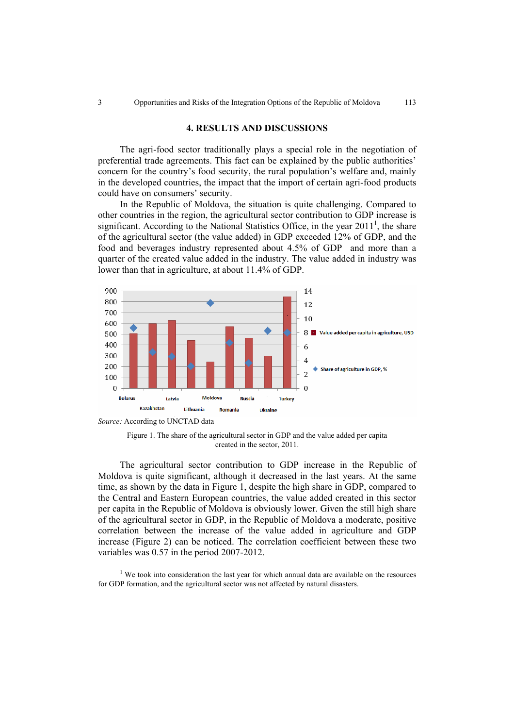## 4. RESULTS AND DISCUSSIONS

The agri-food sector traditionally plays a special role in the negotiation of preferential trade agreements. This fact can be explained by the public authorities' concern for the country's food security, the rural population's welfare and, mainly in the developed countries, the impact that the import of certain agri-food products could have on consumers' security.

In the Republic of Moldova, the situation is quite challenging. Compared to other countries in the region, the agricultural sector contribution to GDP increase is significant. According to the National Statistics Office, in the year 2011[1], the share of the agricultural sector (the value added) in GDP exceeded 12% of GDP, and the food and beverages industry represented about 4.5% of GDP and more than a quarter of the created value added in the industry. The value added in industry was lower than that in agriculture, at about 11.4% of GDP.

*Source:* According to UNCTAD data

Figure 1. The share of the agricultural sector in GDP and the value added per capita created in the sector, 2011.

The agricultural sector contribution to GDP increase in the Republic of Moldova is quite significant, although it decreased in the last years. At the same time, as shown by the data in Figure 1, despite the high share in GDP, compared to the Central and Eastern European countries, the value added created in this sector per capita in the Republic of Moldova is obviously lower. Given the still high share of the agricultural sector in GDP, in the Republic of Moldova a moderate, positive correlation between the increase of the value added in agriculture and GDP increase (Figure 2) can be noticed. The correlation coefficient between these two variables was 0.57 in the period 2007-2012.

[1] We took into consideration the last year for which annual data are available on the resources for GDP formation, and the agricultural sector was not affected by natural disasters.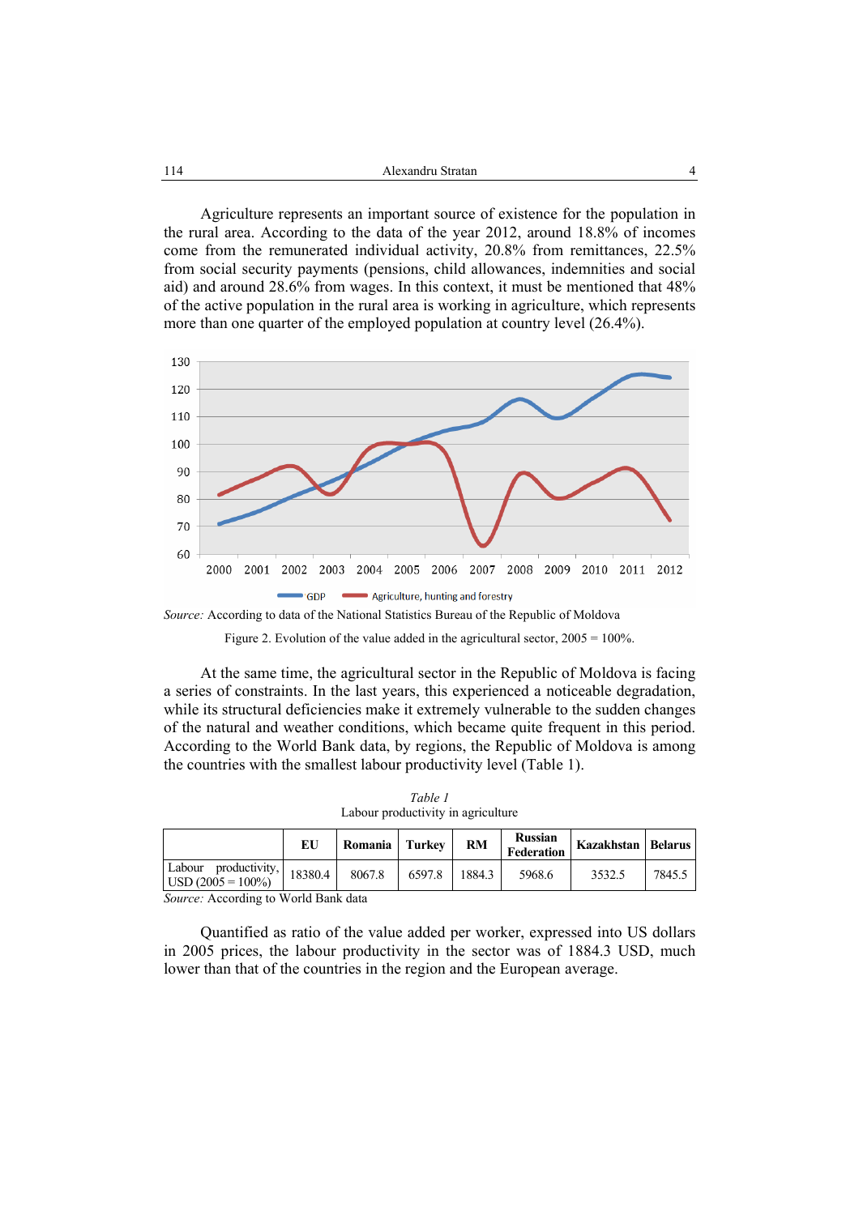Agriculture represents an important source of existence for the population in the rural area. According to the data of the year 2012, around 18.8% of incomes come from the remunerated individual activity, 20.8% from remittances, 22.5% from social security payments (pensions, child allowances, indemnities and social aid) and around 28.6% from wages. In this context, it must be mentioned that 48% of the active population in the rural area is working in agriculture, which represents more than one quarter of the employed population at country level (26.4%).

*Source:* According to data of the National Statistics Bureau of the Republic of Moldova

Figure 2. Evolution of the value added in the agricultural sector, 2005 = 100%.

At the same time, the agricultural sector in the Republic of Moldova is facing a series of constraints. In the last years, this experienced a noticeable degradation, while its structural deficiencies make it extremely vulnerable to the sudden changes of the natural and weather conditions, which became quite frequent in this period. According to the World Bank data, by regions, the Republic of Moldova is among the countries with the smallest labour productivity level (Table 1).

*Table 1*

Labour productivity in agriculture

| | EU | Romania | Turkey | RM | Russian Federation | Kazakhstan | Belarus |
|---|---|---|---|---|---|---|---|
| Labour productivity, USD (2005 = 100%) | 18380.4 | 8067.8 | 6597.8 | 1884.3 | 5968.6 | 3532.5 | 7845.5 |

*Source:* According to World Bank data

Quantified as ratio of the value added per worker, expressed into US dollars in 2005 prices, the labour productivity in the sector was of 1884.3 USD, much lower than that of the countries in the region and the European average.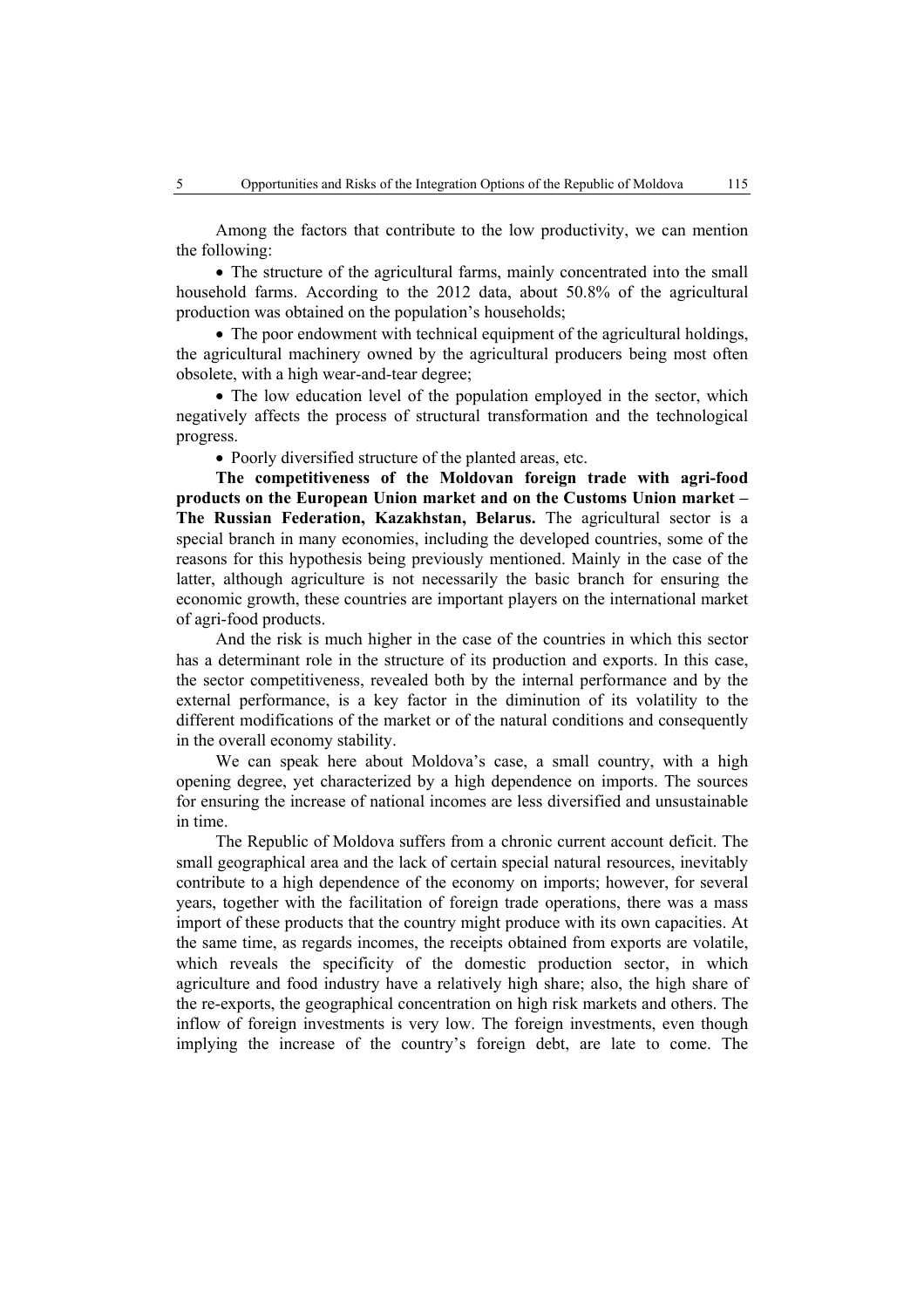Among the factors that contribute to the low productivity, we can mention the following:

- The structure of the agricultural farms, mainly concentrated into the small household farms. According to the 2012 data, about 50.8% of the agricultural production was obtained on the population's households;
- The poor endowment with technical equipment of the agricultural holdings, the agricultural machinery owned by the agricultural producers being most often obsolete, with a high wear-and-tear degree;
- The low education level of the population employed in the sector, which negatively affects the process of structural transformation and the technological progress.
- Poorly diversified structure of the planted areas, etc.

**The competitiveness of the Moldovan foreign trade with agri-food products on the European Union market and on the Customs Union market – The Russian Federation, Kazakhstan, Belarus.** The agricultural sector is a special branch in many economies, including the developed countries, some of the reasons for this hypothesis being previously mentioned. Mainly in the case of the latter, although agriculture is not necessarily the basic branch for ensuring the economic growth, these countries are important players on the international market of agri-food products.

And the risk is much higher in the case of the countries in which this sector has a determinant role in the structure of its production and exports. In this case, the sector competitiveness, revealed both by the internal performance and by the external performance, is a key factor in the diminution of its volatility to the different modifications of the market or of the natural conditions and consequently in the overall economy stability.

We can speak here about Moldova's case, a small country, with a high opening degree, yet characterized by a high dependence on imports. The sources for ensuring the increase of national incomes are less diversified and unsustainable in time.

The Republic of Moldova suffers from a chronic current account deficit. The small geographical area and the lack of certain special natural resources, inevitably contribute to a high dependence of the economy on imports; however, for several years, together with the facilitation of foreign trade operations, there was a mass import of these products that the country might produce with its own capacities. At the same time, as regards incomes, the receipts obtained from exports are volatile, which reveals the specificity of the domestic production sector, in which agriculture and food industry have a relatively high share; also, the high share of the re-exports, the geographical concentration on high risk markets and others. The inflow of foreign investments is very low. The foreign investments, even though implying the increase of the country's foreign debt, are late to come. The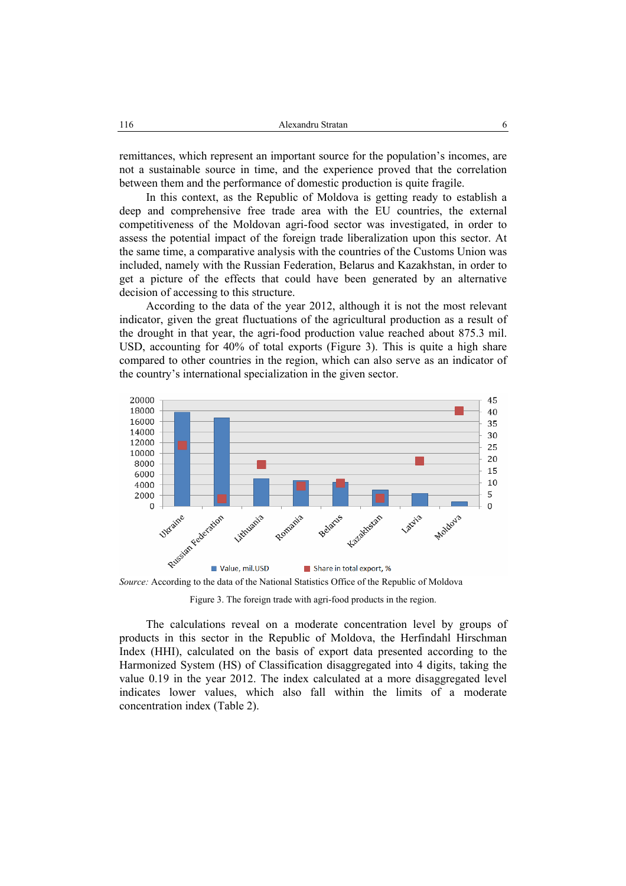remittances, which represent an important source for the population's incomes, are not a sustainable source in time, and the experience proved that the correlation between them and the performance of domestic production is quite fragile.

In this context, as the Republic of Moldova is getting ready to establish a deep and comprehensive free trade area with the EU countries, the external competitiveness of the Moldovan agri-food sector was investigated, in order to assess the potential impact of the foreign trade liberalization upon this sector. At the same time, a comparative analysis with the countries of the Customs Union was included, namely with the Russian Federation, Belarus and Kazakhstan, in order to get a picture of the effects that could have been generated by an alternative decision of accessing to this structure.

According to the data of the year 2012, although it is not the most relevant indicator, given the great fluctuations of the agricultural production as a result of the drought in that year, the agri-food production value reached about 875.3 mil. USD, accounting for 40% of total exports (Figure 3). This is quite a high share compared to other countries in the region, which can also serve as an indicator of the country's international specialization in the given sector.

*Source:* According to the data of the National Statistics Office of the Republic of Moldova

Figure 3. The foreign trade with agri-food products in the region.

The calculations reveal on a moderate concentration level by groups of products in this sector in the Republic of Moldova, the Herfindahl Hirschman Index (HHI), calculated on the basis of export data presented according to the Harmonized System (HS) of Classification disaggregated into 4 digits, taking the value 0.19 in the year 2012. The index calculated at a more disaggregated level indicates lower values, which also fall within the limits of a moderate concentration index (Table 2).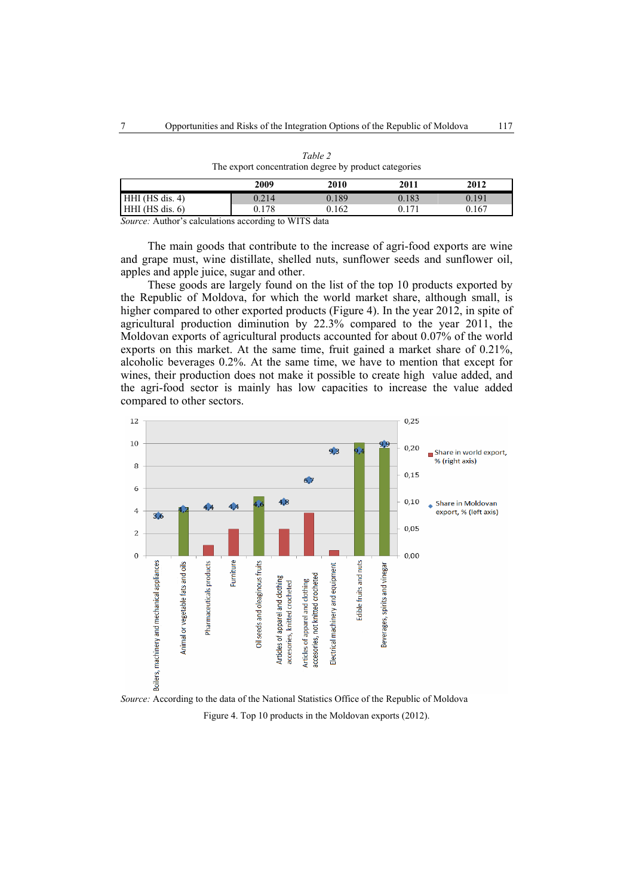*Table 2*
The export concentration degree by product categories

| | 2009 | 2010 | 2011 | 2012 |
|---|---|---|---|---|
| HHI (HS dis. 4) | 0.214 | 0.189 | 0.183 | 0.191 |
| HHI (HS dis. 6) | 0.178 | 0.162 | 0.171 | 0.167 |

*Source:* Author's calculations according to WITS data

The main goods that contribute to the increase of agri-food exports are wine and grape must, wine distillate, shelled nuts, sunflower seeds and sunflower oil, apples and apple juice, sugar and other.

These goods are largely found on the list of the top 10 products exported by the Republic of Moldova, for which the world market share, although small, is higher compared to other exported products (Figure 4). In the year 2012, in spite of agricultural production diminution by 22.3% compared to the year 2011, the Moldovan exports of agricultural products accounted for about 0.07% of the world exports on this market. At the same time, fruit gained a market share of 0.21%, alcoholic beverages 0.2%. At the same time, we have to mention that except for wines, their production does not make it possible to create high value added, and the agri-food sector is mainly has low capacities to increase the value added compared to other sectors.

*Source:* According to the data of the National Statistics Office of the Republic of Moldova

Figure 4. Top 10 products in the Moldovan exports (2012).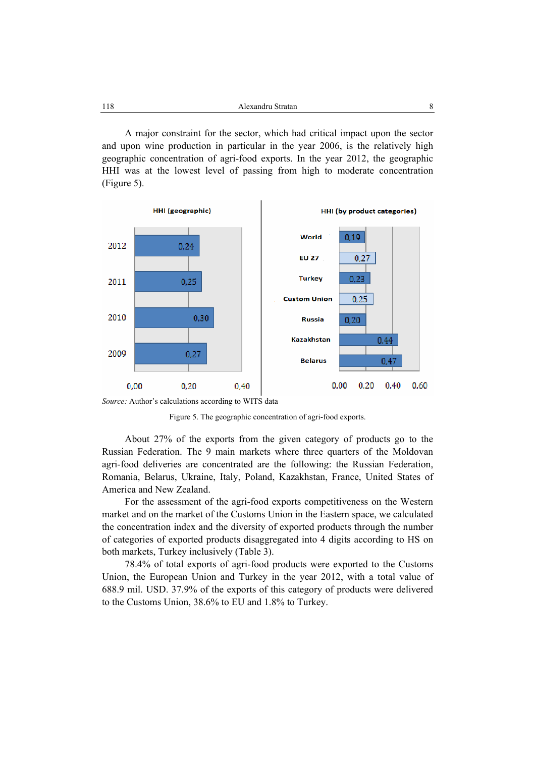A major constraint for the sector, which had critical impact upon the sector and upon wine production in particular in the year 2006, is the relatively high geographic concentration of agri-food exports. In the year 2012, the geographic HHI was at the lowest level of passing from high to moderate concentration (Figure 5).

*Source:* Author's calculations according to WITS data

Figure 5. The geographic concentration of agri-food exports.

About 27% of the exports from the given category of products go to the Russian Federation. The 9 main markets where three quarters of the Moldovan agri-food deliveries are concentrated are the following: the Russian Federation, Romania, Belarus, Ukraine, Italy, Poland, Kazakhstan, France, United States of America and New Zealand.

For the assessment of the agri-food exports competitiveness on the Western market and on the market of the Customs Union in the Eastern space, we calculated the concentration index and the diversity of exported products through the number of categories of exported products disaggregated into 4 digits according to HS on both markets, Turkey inclusively (Table 3).

78.4% of total exports of agri-food products were exported to the Customs Union, the European Union and Turkey in the year 2012, with a total value of 688.9 mil. USD. 37.9% of the exports of this category of products were delivered to the Customs Union, 38.6% to EU and 1.8% to Turkey.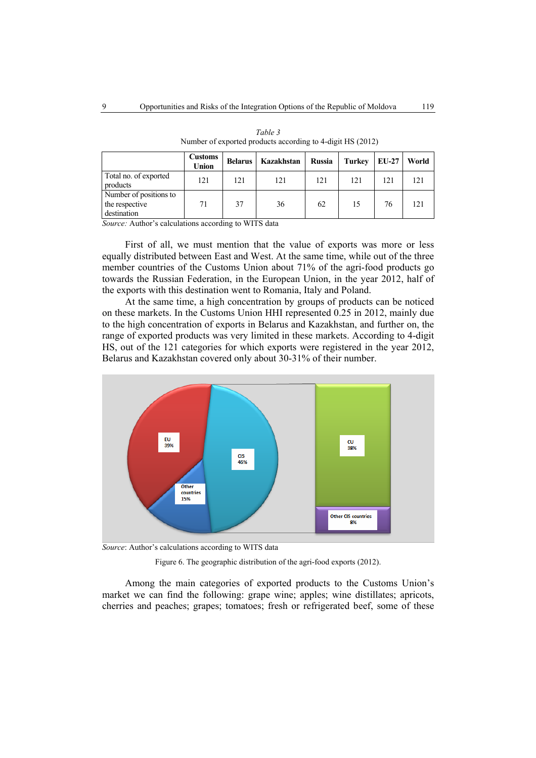*Table 3*
Number of exported products according to 4-digit HS (2012)

| | Customs Union | Belarus | Kazakhstan | Russia | Turkey | EU-27 | World |
|---|---|---|---|---|---|---|---|
| Total no. of exported products | 121 | 121 | 121 | 121 | 121 | 121 | 121 |
| Number of positions to the respective destination | 71 | 37 | 36 | 62 | 15 | 76 | 121 |

*Source:* Author's calculations according to WITS data

First of all, we must mention that the value of exports was more or less equally distributed between East and West. At the same time, while out of the three member countries of the Customs Union about 71% of the agri-food products go towards the Russian Federation, in the European Union, in the year 2012, half of the exports with this destination went to Romania, Italy and Poland.

At the same time, a high concentration by groups of products can be noticed on these markets. In the Customs Union HHI represented 0.25 in 2012, mainly due to the high concentration of exports in Belarus and Kazakhstan, and further on, the range of exported products was very limited in these markets. According to 4-digit HS, out of the 121 categories for which exports were registered in the year 2012, Belarus and Kazakhstan covered only about 30-31% of their number.

*Source*: Author's calculations according to WITS data

Figure 6. The geographic distribution of the agri-food exports (2012).

Among the main categories of exported products to the Customs Union's market we can find the following: grape wine; apples; wine distillates; apricots, cherries and peaches; grapes; tomatoes; fresh or refrigerated beef, some of these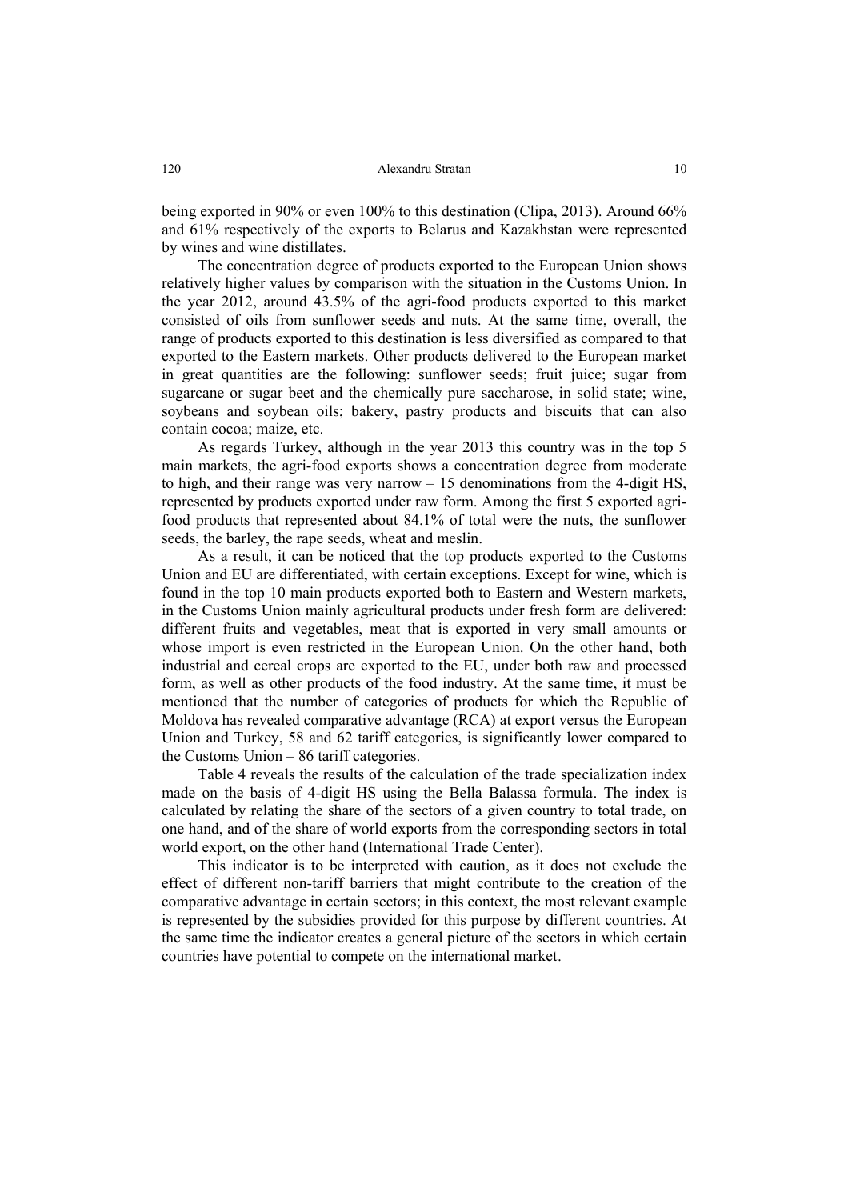being exported in 90% or even 100% to this destination (Clipa, 2013). Around 66% and 61% respectively of the exports to Belarus and Kazakhstan were represented by wines and wine distillates.

The concentration degree of products exported to the European Union shows relatively higher values by comparison with the situation in the Customs Union. In the year 2012, around 43.5% of the agri-food products exported to this market consisted of oils from sunflower seeds and nuts. At the same time, overall, the range of products exported to this destination is less diversified as compared to that exported to the Eastern markets. Other products delivered to the European market in great quantities are the following: sunflower seeds; fruit juice; sugar from sugarcane or sugar beet and the chemically pure saccharose, in solid state; wine, soybeans and soybean oils; bakery, pastry products and biscuits that can also contain cocoa; maize, etc.

As regards Turkey, although in the year 2013 this country was in the top 5 main markets, the agri-food exports shows a concentration degree from moderate to high, and their range was very narrow – 15 denominations from the 4-digit HS, represented by products exported under raw form. Among the first 5 exported agri-food products that represented about 84.1% of total were the nuts, the sunflower seeds, the barley, the rape seeds, wheat and meslin.

As a result, it can be noticed that the top products exported to the Customs Union and EU are differentiated, with certain exceptions. Except for wine, which is found in the top 10 main products exported both to Eastern and Western markets, in the Customs Union mainly agricultural products under fresh form are delivered: different fruits and vegetables, meat that is exported in very small amounts or whose import is even restricted in the European Union. On the other hand, both industrial and cereal crops are exported to the EU, under both raw and processed form, as well as other products of the food industry. At the same time, it must be mentioned that the number of categories of products for which the Republic of Moldova has revealed comparative advantage (RCA) at export versus the European Union and Turkey, 58 and 62 tariff categories, is significantly lower compared to the Customs Union – 86 tariff categories.

Table 4 reveals the results of the calculation of the trade specialization index made on the basis of 4-digit HS using the Bella Balassa formula. The index is calculated by relating the share of the sectors of a given country to total trade, on one hand, and of the share of world exports from the corresponding sectors in total world export, on the other hand (International Trade Center).

This indicator is to be interpreted with caution, as it does not exclude the effect of different non-tariff barriers that might contribute to the creation of the comparative advantage in certain sectors; in this context, the most relevant example is represented by the subsidies provided for this purpose by different countries. At the same time the indicator creates a general picture of the sectors in which certain countries have potential to compete on the international market.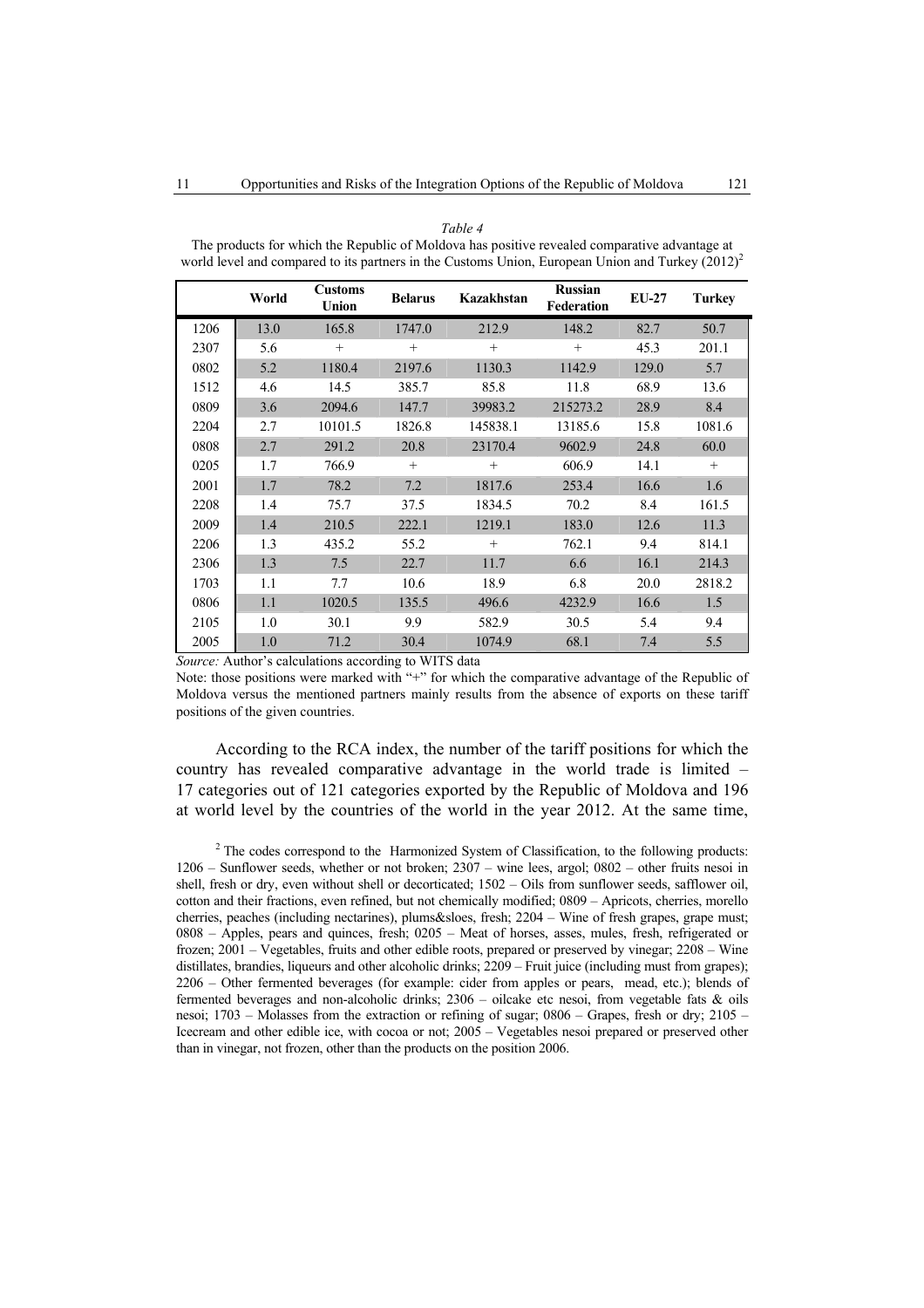*Table 4*

The products for which the Republic of Moldova has positive revealed comparative advantage at world level and compared to its partners in the Customs Union, European Union and Turkey (2012)[2]

| | World | Customs Union | Belarus | Kazakhstan | Russian Federation | EU-27 | Turkey |
|---|---|---|---|---|---|---|---|
| 1206 | 13.0 | 165.8 | 1747.0 | 212.9 | 148.2 | 82.7 | 50.7 |
| 2307 | 5.6 | + | + | + | + | 45.3 | 201.1 |
| 0802 | 5.2 | 1180.4 | 2197.6 | 1130.3 | 1142.9 | 129.0 | 5.7 |
| 1512 | 4.6 | 14.5 | 385.7 | 85.8 | 11.8 | 68.9 | 13.6 |
| 0809 | 3.6 | 2094.6 | 147.7 | 39983.2 | 215273.2 | 28.9 | 8.4 |
| 2204 | 2.7 | 10101.5 | 1826.8 | 145838.1 | 13185.6 | 15.8 | 1081.6 |
| 0808 | 2.7 | 291.2 | 20.8 | 23170.4 | 9602.9 | 24.8 | 60.0 |
| 0205 | 1.7 | 766.9 | + | + | 606.9 | 14.1 | + |
| 2001 | 1.7 | 78.2 | 7.2 | 1817.6 | 253.4 | 16.6 | 1.6 |
| 2208 | 1.4 | 75.7 | 37.5 | 1834.5 | 70.2 | 8.4 | 161.5 |
| 2009 | 1.4 | 210.5 | 222.1 | 1219.1 | 183.0 | 12.6 | 11.3 |
| 2206 | 1.3 | 435.2 | 55.2 | + | 762.1 | 9.4 | 814.1 |
| 2306 | 1.3 | 7.5 | 22.7 | 11.7 | 6.6 | 16.1 | 214.3 |
| 1703 | 1.1 | 7.7 | 10.6 | 18.9 | 6.8 | 20.0 | 2818.2 |
| 0806 | 1.1 | 1020.5 | 135.5 | 496.6 | 4232.9 | 16.6 | 1.5 |
| 2105 | 1.0 | 30.1 | 9.9 | 582.9 | 30.5 | 5.4 | 9.4 |
| 2005 | 1.0 | 71.2 | 30.4 | 1074.9 | 68.1 | 7.4 | 5.5 |

*Source:* Author's calculations according to WITS data

Note: those positions were marked with "+" for which the comparative advantage of the Republic of Moldova versus the mentioned partners mainly results from the absence of exports on these tariff positions of the given countries.

According to the RCA index, the number of the tariff positions for which the country has revealed comparative advantage in the world trade is limited – 17 categories out of 121 categories exported by the Republic of Moldova and 196 at world level by the countries of the world in the year 2012. At the same time,

[2] The codes correspond to the Harmonized System of Classification, to the following products: 1206 – Sunflower seeds, whether or not broken; 2307 – wine lees, argol; 0802 – other fruits nesoi in shell, fresh or dry, even without shell or decorticated; 1502 – Oils from sunflower seeds, safflower oil, cotton and their fractions, even refined, but not chemically modified; 0809 – Apricots, cherries, morello cherries, peaches (including nectarines), plums&sloes, fresh; 2204 – Wine of fresh grapes, grape must; 0808 – Apples, pears and quinces, fresh; 0205 – Meat of horses, asses, mules, fresh, refrigerated or frozen; 2001 – Vegetables, fruits and other edible roots, prepared or preserved by vinegar; 2208 – Wine distillates, brandies, liqueurs and other alcoholic drinks; 2209 – Fruit juice (including must from grapes); 2206 – Other fermented beverages (for example: cider from apples or pears, mead, etc.); blends of fermented beverages and non-alcoholic drinks; 2306 – oilcake etc nesoi, from vegetable fats & oils nesoi; 1703 – Molasses from the extraction or refining of sugar; 0806 – Grapes, fresh or dry; 2105 – Icecream and other edible ice, with cocoa or not; 2005 – Vegetables nesoi prepared or preserved other than in vinegar, not frozen, other than the products on the position 2006.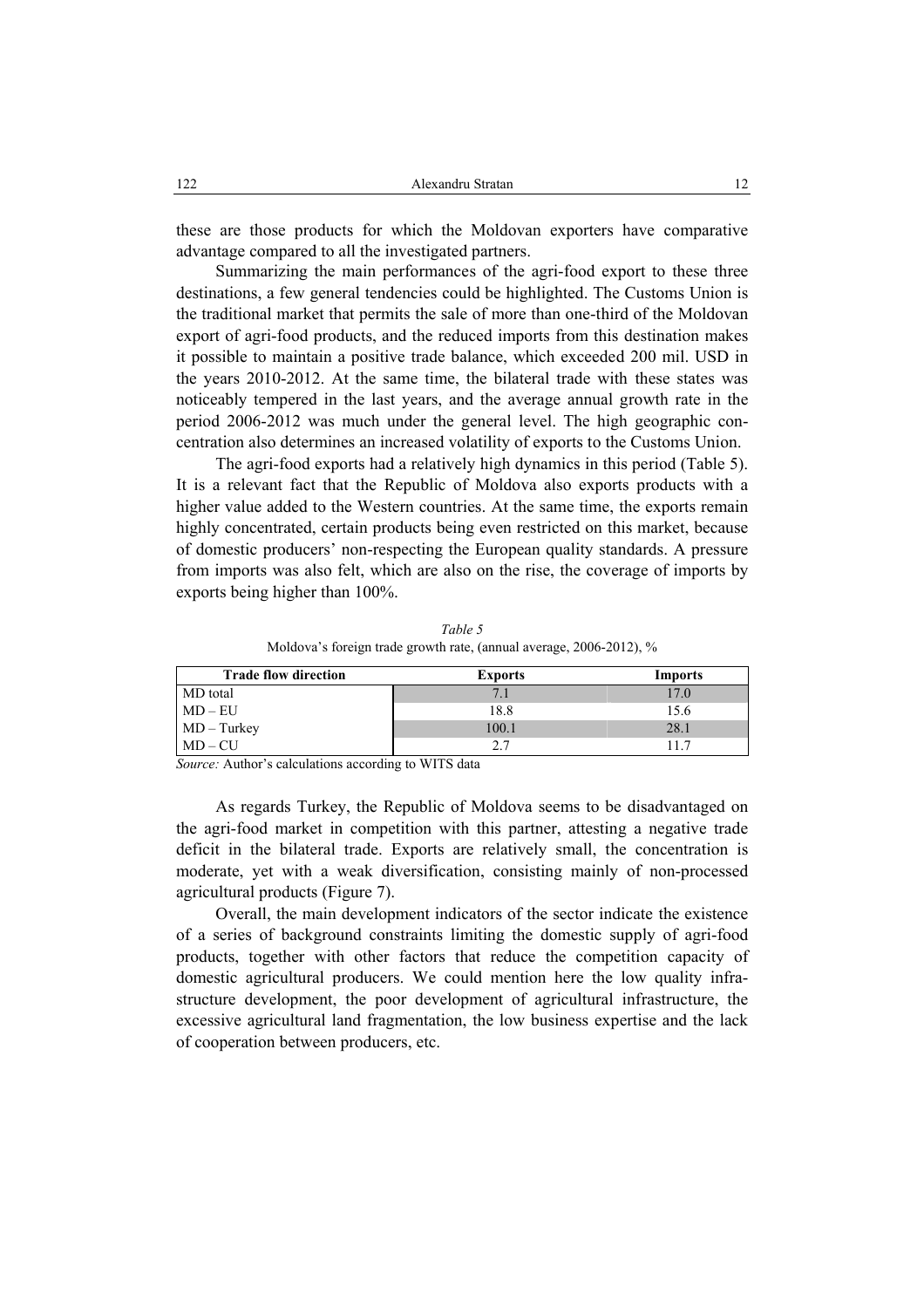these are those products for which the Moldovan exporters have comparative advantage compared to all the investigated partners.

Summarizing the main performances of the agri-food export to these three destinations, a few general tendencies could be highlighted. The Customs Union is the traditional market that permits the sale of more than one-third of the Moldovan export of agri-food products, and the reduced imports from this destination makes it possible to maintain a positive trade balance, which exceeded 200 mil. USD in the years 2010-2012. At the same time, the bilateral trade with these states was noticeably tempered in the last years, and the average annual growth rate in the period 2006-2012 was much under the general level. The high geographic concentration also determines an increased volatility of exports to the Customs Union.

The agri-food exports had a relatively high dynamics in this period (Table 5). It is a relevant fact that the Republic of Moldova also exports products with a higher value added to the Western countries. At the same time, the exports remain highly concentrated, certain products being even restricted on this market, because of domestic producers' non-respecting the European quality standards. A pressure from imports was also felt, which are also on the rise, the coverage of imports by exports being higher than 100%.

*Table 5*

Moldova's foreign trade growth rate, (annual average, 2006-2012), %

| Trade flow direction | Exports | Imports |
|---|---|---|
| MD total | 7.1 | 17.0 |
| MD – EU | 18.8 | 15.6 |
| MD – Turkey | 100.1 | 28.1 |
| MD – CU | 2.7 | 11.7 |

*Source:* Author's calculations according to WITS data

As regards Turkey, the Republic of Moldova seems to be disadvantaged on the agri-food market in competition with this partner, attesting a negative trade deficit in the bilateral trade. Exports are relatively small, the concentration is moderate, yet with a weak diversification, consisting mainly of non-processed agricultural products (Figure 7).

Overall, the main development indicators of the sector indicate the existence of a series of background constraints limiting the domestic supply of agri-food products, together with other factors that reduce the competition capacity of domestic agricultural producers. We could mention here the low quality infrastructure development, the poor development of agricultural infrastructure, the excessive agricultural land fragmentation, the low business expertise and the lack of cooperation between producers, etc.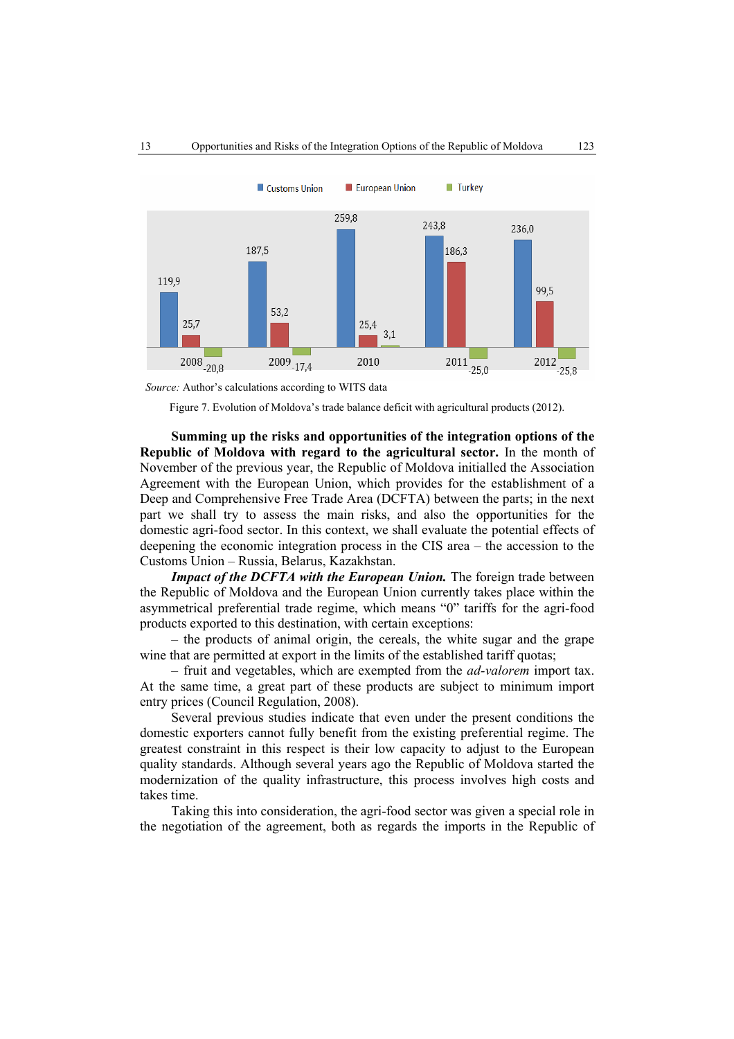| | Customs Union | European Union | Turkey |
|---|---|---|---|
| 2008 | 119,9 | 25,7 | -20,8 |
| 2009 | 187,5 | 53,2 | -17,4 |
| 2010 | 259,8 | 25,4 | 3,1 |
| 2011 | 243,8 | 186,3 | -25,0 |
| 2012 | 236,0 | 99,5 | -25,8 |

*Source:* Author's calculations according to WITS data

Figure 7. Evolution of Moldova's trade balance deficit with agricultural products (2012).

**Summing up the risks and opportunities of the integration options of the Republic of Moldova with regard to the agricultural sector.** In the month of November of the previous year, the Republic of Moldova initialled the Association Agreement with the European Union, which provides for the establishment of a Deep and Comprehensive Free Trade Area (DCFTA) between the parts; in the next part we shall try to assess the main risks, and also the opportunities for the domestic agri-food sector. In this context, we shall evaluate the potential effects of deepening the economic integration process in the CIS area – the accession to the Customs Union – Russia, Belarus, Kazakhstan.

***Impact of the DCFTA with the European Union.*** The foreign trade between the Republic of Moldova and the European Union currently takes place within the asymmetrical preferential trade regime, which means "0" tariffs for the agri-food products exported to this destination, with certain exceptions:

– the products of animal origin, the cereals, the white sugar and the grape wine that are permitted at export in the limits of the established tariff quotas;

– fruit and vegetables, which are exempted from the *ad-valorem* import tax. At the same time, a great part of these products are subject to minimum import entry prices (Council Regulation, 2008).

Several previous studies indicate that even under the present conditions the domestic exporters cannot fully benefit from the existing preferential regime. The greatest constraint in this respect is their low capacity to adjust to the European quality standards. Although several years ago the Republic of Moldova started the modernization of the quality infrastructure, this process involves high costs and takes time.

Taking this into consideration, the agri-food sector was given a special role in the negotiation of the agreement, both as regards the imports in the Republic of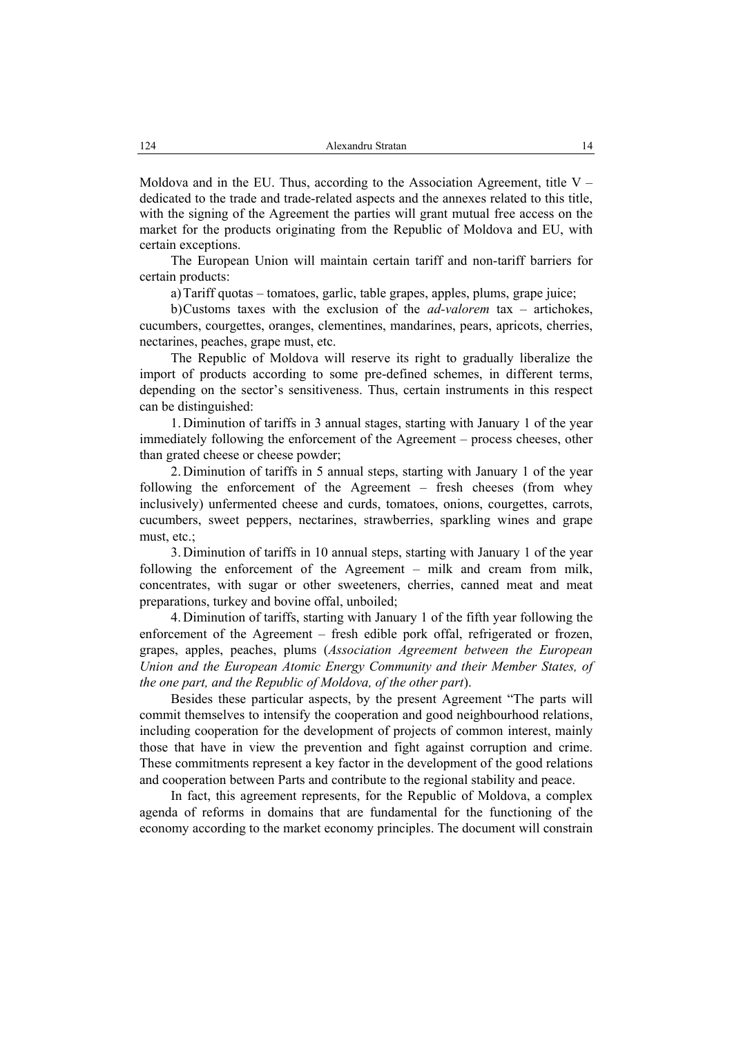Moldova and in the EU. Thus, according to the Association Agreement, title V – dedicated to the trade and trade-related aspects and the annexes related to this title, with the signing of the Agreement the parties will grant mutual free access on the market for the products originating from the Republic of Moldova and EU, with certain exceptions.

The European Union will maintain certain tariff and non-tariff barriers for certain products:

a) Tariff quotas – tomatoes, garlic, table grapes, apples, plums, grape juice;

b) Customs taxes with the exclusion of the *ad-valorem* tax – artichokes, cucumbers, courgettes, oranges, clementines, mandarines, pears, apricots, cherries, nectarines, peaches, grape must, etc.

The Republic of Moldova will reserve its right to gradually liberalize the import of products according to some pre-defined schemes, in different terms, depending on the sector's sensitiveness. Thus, certain instruments in this respect can be distinguished:

1. Diminution of tariffs in 3 annual stages, starting with January 1 of the year immediately following the enforcement of the Agreement – process cheeses, other than grated cheese or cheese powder;

2. Diminution of tariffs in 5 annual steps, starting with January 1 of the year following the enforcement of the Agreement – fresh cheeses (from whey inclusively) unfermented cheese and curds, tomatoes, onions, courgettes, carrots, cucumbers, sweet peppers, nectarines, strawberries, sparkling wines and grape must, etc.;

3. Diminution of tariffs in 10 annual steps, starting with January 1 of the year following the enforcement of the Agreement – milk and cream from milk, concentrates, with sugar or other sweeteners, cherries, canned meat and meat preparations, turkey and bovine offal, unboiled;

4. Diminution of tariffs, starting with January 1 of the fifth year following the enforcement of the Agreement – fresh edible pork offal, refrigerated or frozen, grapes, apples, peaches, plums (*Association Agreement between the European Union and the European Atomic Energy Community and their Member States, of the one part, and the Republic of Moldova, of the other part*).

Besides these particular aspects, by the present Agreement "The parts will commit themselves to intensify the cooperation and good neighbourhood relations, including cooperation for the development of projects of common interest, mainly those that have in view the prevention and fight against corruption and crime. These commitments represent a key factor in the development of the good relations and cooperation between Parts and contribute to the regional stability and peace.

In fact, this agreement represents, for the Republic of Moldova, a complex agenda of reforms in domains that are fundamental for the functioning of the economy according to the market economy principles. The document will constrain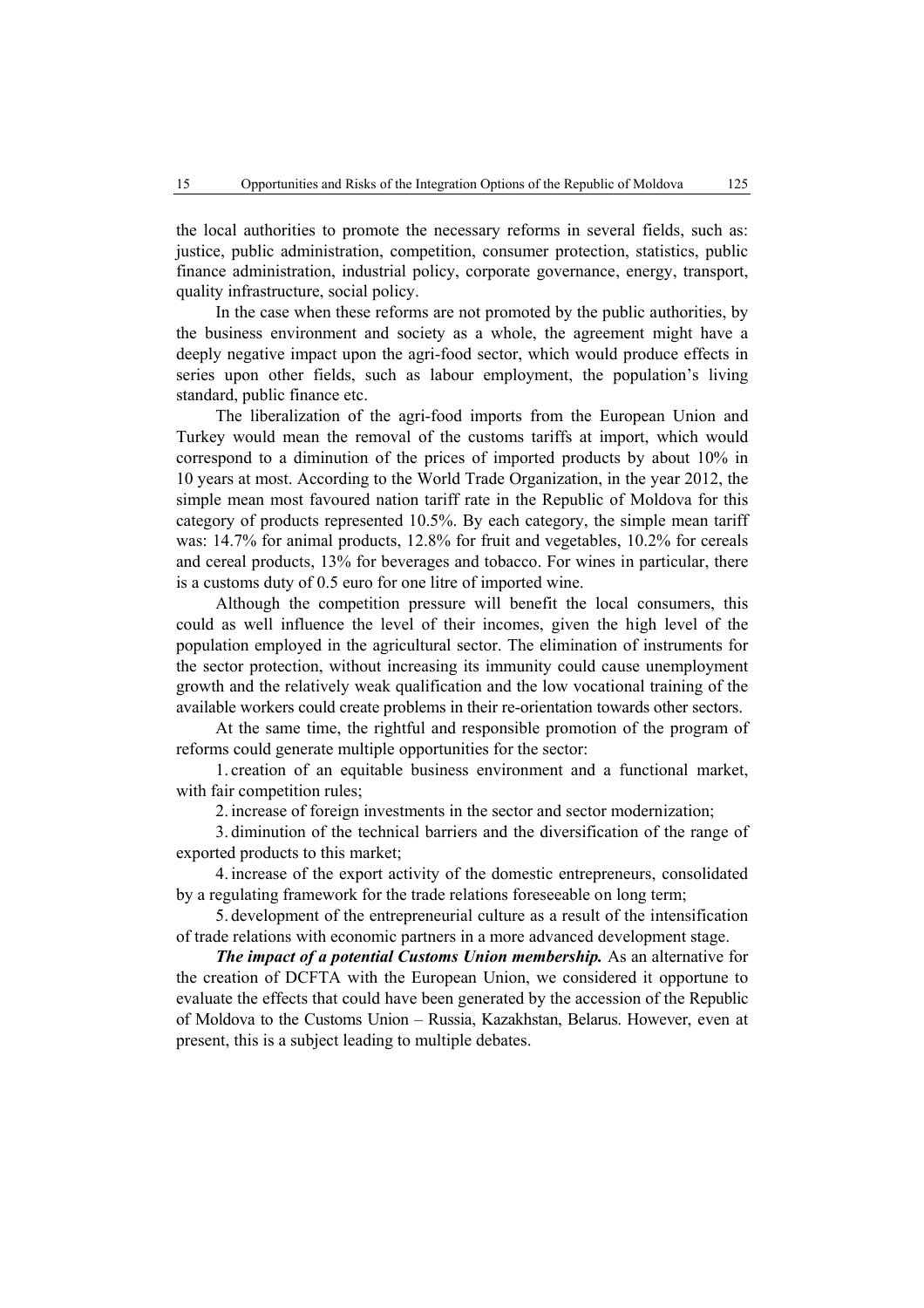the local authorities to promote the necessary reforms in several fields, such as: justice, public administration, competition, consumer protection, statistics, public finance administration, industrial policy, corporate governance, energy, transport, quality infrastructure, social policy.

In the case when these reforms are not promoted by the public authorities, by the business environment and society as a whole, the agreement might have a deeply negative impact upon the agri-food sector, which would produce effects in series upon other fields, such as labour employment, the population's living standard, public finance etc.

The liberalization of the agri-food imports from the European Union and Turkey would mean the removal of the customs tariffs at import, which would correspond to a diminution of the prices of imported products by about 10% in 10 years at most. According to the World Trade Organization, in the year 2012, the simple mean most favoured nation tariff rate in the Republic of Moldova for this category of products represented 10.5%. By each category, the simple mean tariff was: 14.7% for animal products, 12.8% for fruit and vegetables, 10.2% for cereals and cereal products, 13% for beverages and tobacco. For wines in particular, there is a customs duty of 0.5 euro for one litre of imported wine.

Although the competition pressure will benefit the local consumers, this could as well influence the level of their incomes, given the high level of the population employed in the agricultural sector. The elimination of instruments for the sector protection, without increasing its immunity could cause unemployment growth and the relatively weak qualification and the low vocational training of the available workers could create problems in their re-orientation towards other sectors.

At the same time, the rightful and responsible promotion of the program of reforms could generate multiple opportunities for the sector:

1. creation of an equitable business environment and a functional market, with fair competition rules;

2. increase of foreign investments in the sector and sector modernization;

3. diminution of the technical barriers and the diversification of the range of exported products to this market;

4. increase of the export activity of the domestic entrepreneurs, consolidated by a regulating framework for the trade relations foreseeable on long term;

5. development of the entrepreneurial culture as a result of the intensification of trade relations with economic partners in a more advanced development stage.

***The impact of a potential Customs Union membership.*** As an alternative for the creation of DCFTA with the European Union, we considered it opportune to evaluate the effects that could have been generated by the accession of the Republic of Moldova to the Customs Union – Russia, Kazakhstan, Belarus. However, even at present, this is a subject leading to multiple debates.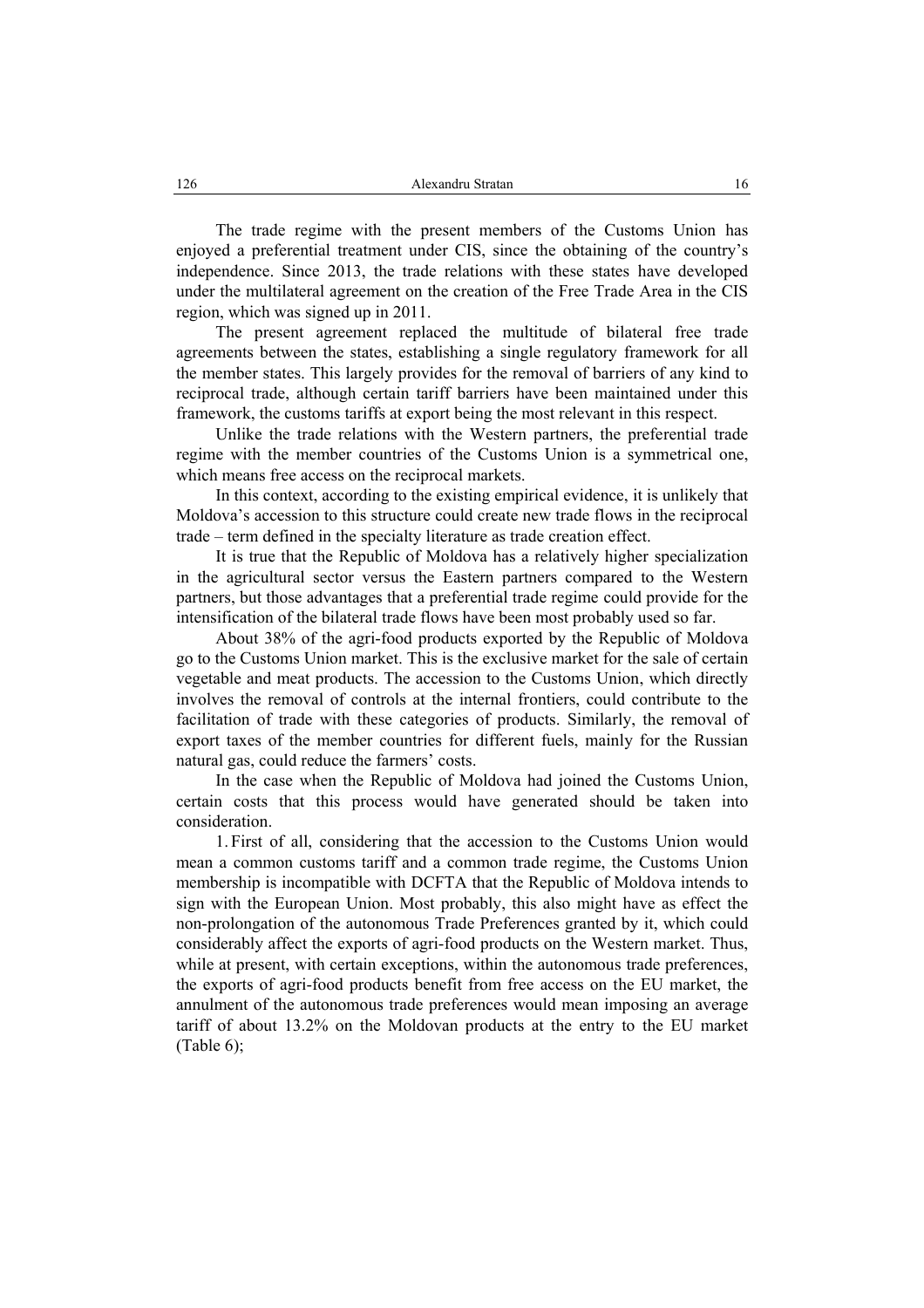The trade regime with the present members of the Customs Union has enjoyed a preferential treatment under CIS, since the obtaining of the country's independence. Since 2013, the trade relations with these states have developed under the multilateral agreement on the creation of the Free Trade Area in the CIS region, which was signed up in 2011.

The present agreement replaced the multitude of bilateral free trade agreements between the states, establishing a single regulatory framework for all the member states. This largely provides for the removal of barriers of any kind to reciprocal trade, although certain tariff barriers have been maintained under this framework, the customs tariffs at export being the most relevant in this respect.

Unlike the trade relations with the Western partners, the preferential trade regime with the member countries of the Customs Union is a symmetrical one, which means free access on the reciprocal markets.

In this context, according to the existing empirical evidence, it is unlikely that Moldova's accession to this structure could create new trade flows in the reciprocal trade – term defined in the specialty literature as trade creation effect.

It is true that the Republic of Moldova has a relatively higher specialization in the agricultural sector versus the Eastern partners compared to the Western partners, but those advantages that a preferential trade regime could provide for the intensification of the bilateral trade flows have been most probably used so far.

About 38% of the agri-food products exported by the Republic of Moldova go to the Customs Union market. This is the exclusive market for the sale of certain vegetable and meat products. The accession to the Customs Union, which directly involves the removal of controls at the internal frontiers, could contribute to the facilitation of trade with these categories of products. Similarly, the removal of export taxes of the member countries for different fuels, mainly for the Russian natural gas, could reduce the farmers' costs.

In the case when the Republic of Moldova had joined the Customs Union, certain costs that this process would have generated should be taken into consideration.

1. First of all, considering that the accession to the Customs Union would mean a common customs tariff and a common trade regime, the Customs Union membership is incompatible with DCFTA that the Republic of Moldova intends to sign with the European Union. Most probably, this also might have as effect the non-prolongation of the autonomous Trade Preferences granted by it, which could considerably affect the exports of agri-food products on the Western market. Thus, while at present, with certain exceptions, within the autonomous trade preferences, the exports of agri-food products benefit from free access on the EU market, the annulment of the autonomous trade preferences would mean imposing an average tariff of about 13.2% on the Moldovan products at the entry to the EU market (Table 6);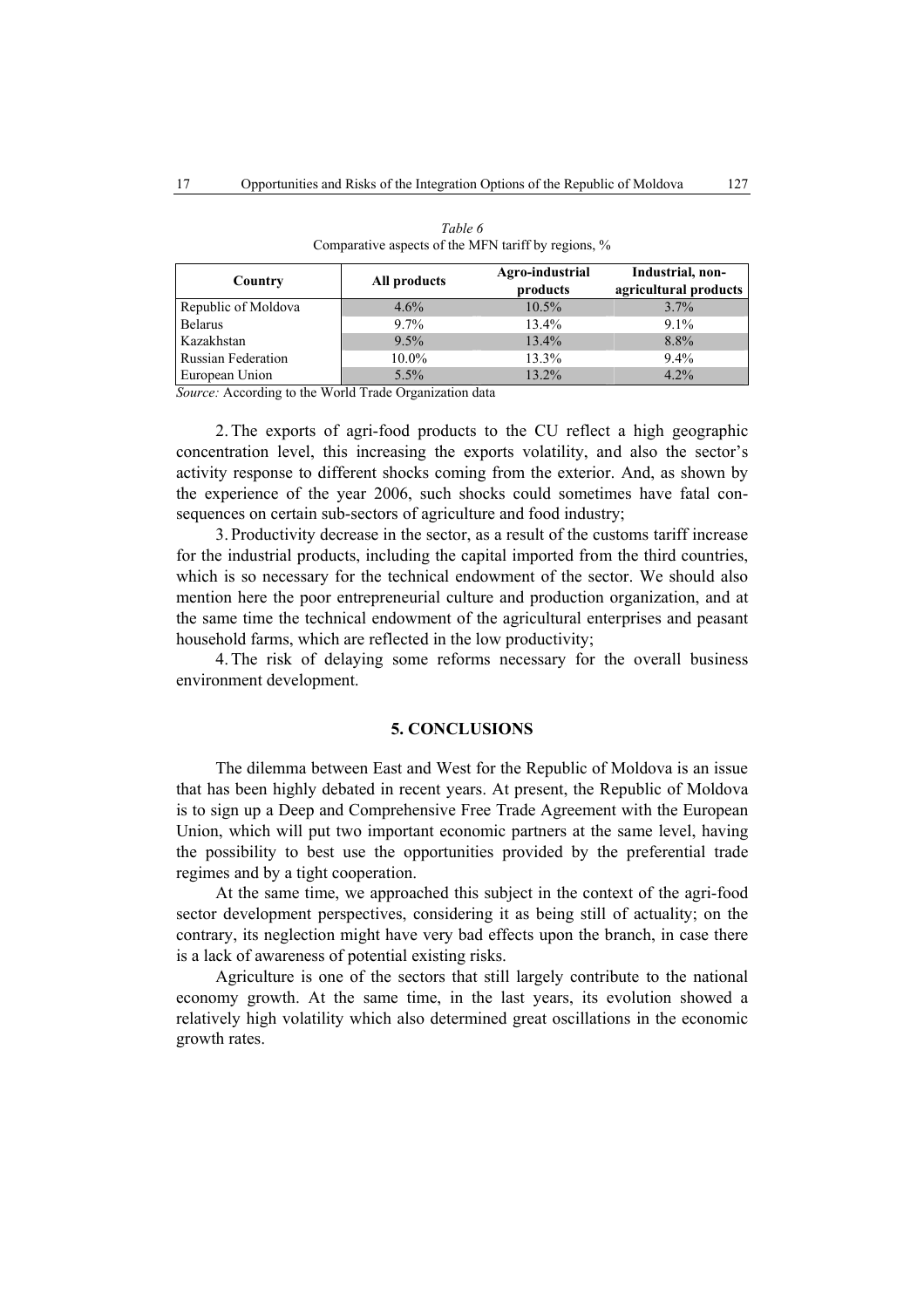*Table 6*
Comparative aspects of the MFN tariff by regions, %

| Country | All products | Agro-industrial products | Industrial, non-agricultural products |
|---|---|---|---|
| Republic of Moldova | 4.6% | 10.5% | 3.7% |
| Belarus | 9.7% | 13.4% | 9.1% |
| Kazakhstan | 9.5% | 13.4% | 8.8% |
| Russian Federation | 10.0% | 13.3% | 9.4% |
| European Union | 5.5% | 13.2% | 4.2% |

*Source:* According to the World Trade Organization data

2. The exports of agri-food products to the CU reflect a high geographic concentration level, this increasing the exports volatility, and also the sector's activity response to different shocks coming from the exterior. And, as shown by the experience of the year 2006, such shocks could sometimes have fatal consequences on certain sub-sectors of agriculture and food industry;

3. Productivity decrease in the sector, as a result of the customs tariff increase for the industrial products, including the capital imported from the third countries, which is so necessary for the technical endowment of the sector. We should also mention here the poor entrepreneurial culture and production organization, and at the same time the technical endowment of the agricultural enterprises and peasant household farms, which are reflected in the low productivity;

4. The risk of delaying some reforms necessary for the overall business environment development.

## 5. CONCLUSIONS

The dilemma between East and West for the Republic of Moldova is an issue that has been highly debated in recent years. At present, the Republic of Moldova is to sign up a Deep and Comprehensive Free Trade Agreement with the European Union, which will put two important economic partners at the same level, having the possibility to best use the opportunities provided by the preferential trade regimes and by a tight cooperation.

At the same time, we approached this subject in the context of the agri-food sector development perspectives, considering it as being still of actuality; on the contrary, its neglection might have very bad effects upon the branch, in case there is a lack of awareness of potential existing risks.

Agriculture is one of the sectors that still largely contribute to the national economy growth. At the same time, in the last years, its evolution showed a relatively high volatility which also determined great oscillations in the economic growth rates.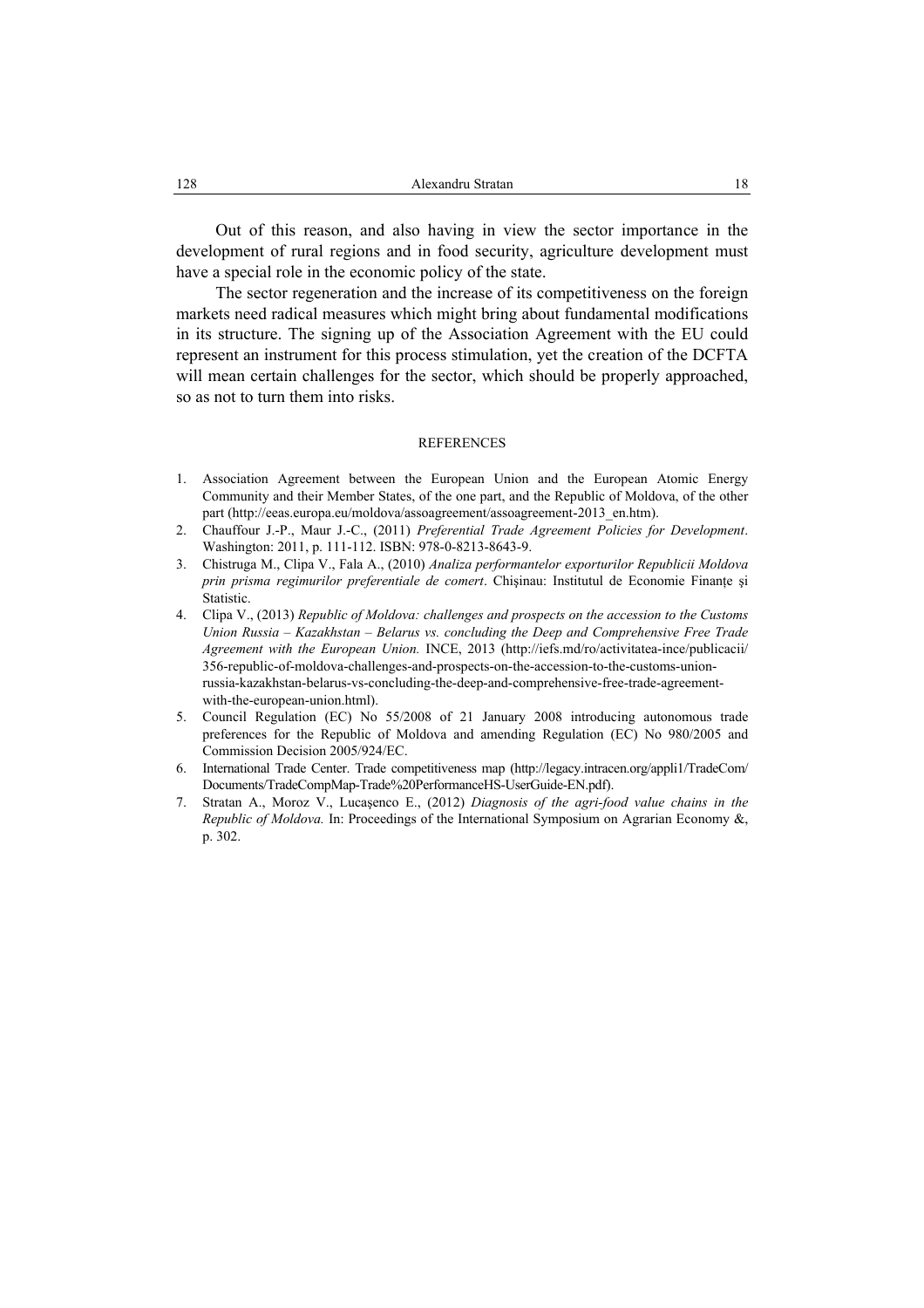Out of this reason, and also having in view the sector importance in the development of rural regions and in food security, agriculture development must have a special role in the economic policy of the state.

The sector regeneration and the increase of its competitiveness on the foreign markets need radical measures which might bring about fundamental modifications in its structure. The signing up of the Association Agreement with the EU could represent an instrument for this process stimulation, yet the creation of the DCFTA will mean certain challenges for the sector, which should be properly approached, so as not to turn them into risks.

## REFERENCES

1. Association Agreement between the European Union and the European Atomic Energy Community and their Member States, of the one part, and the Republic of Moldova, of the other part (http://eeas.europa.eu/moldova/assoagreement/assoagreement-2013_en.htm).
2. Chauffour J.-P., Maur J.-C., (2011) *Preferential Trade Agreement Policies for Development*. Washington: 2011, p. 111-112. ISBN: 978-0-8213-8643-9.
3. Chistruga M., Clipa V., Fala A., (2010) *Analiza performantelor exporturilor Republicii Moldova prin prisma regimurilor preferentiale de comert*. Chişinau: Institutul de Economie Finanțe şi Statistic.
4. Clipa V., (2013) *Republic of Moldova: challenges and prospects on the accession to the Customs Union Russia – Kazakhstan – Belarus vs. concluding the Deep and Comprehensive Free Trade Agreement with the European Union.* INCE, 2013 (http://iefs.md/ro/activitatea-ince/publicacii/356-republic-of-moldova-challenges-and-prospects-on-the-accession-to-the-customs-union-russia-kazakhstan-belarus-vs-concluding-the-deep-and-comprehensive-free-trade-agreement-with-the-european-union.html).
5. Council Regulation (EC) No 55/2008 of 21 January 2008 introducing autonomous trade preferences for the Republic of Moldova and amending Regulation (EC) No 980/2005 and Commission Decision 2005/924/EC.
6. International Trade Center. Trade competitiveness map (http://legacy.intracen.org/appli1/TradeCom/Documents/TradeCompMap-Trade%20PerformanceHS-UserGuide-EN.pdf).
7. Stratan A., Moroz V., Lucașenco E., (2012) *Diagnosis of the agri-food value chains in the Republic of Moldova.* In: Proceedings of the International Symposium on Agrarian Economy &, p. 302.